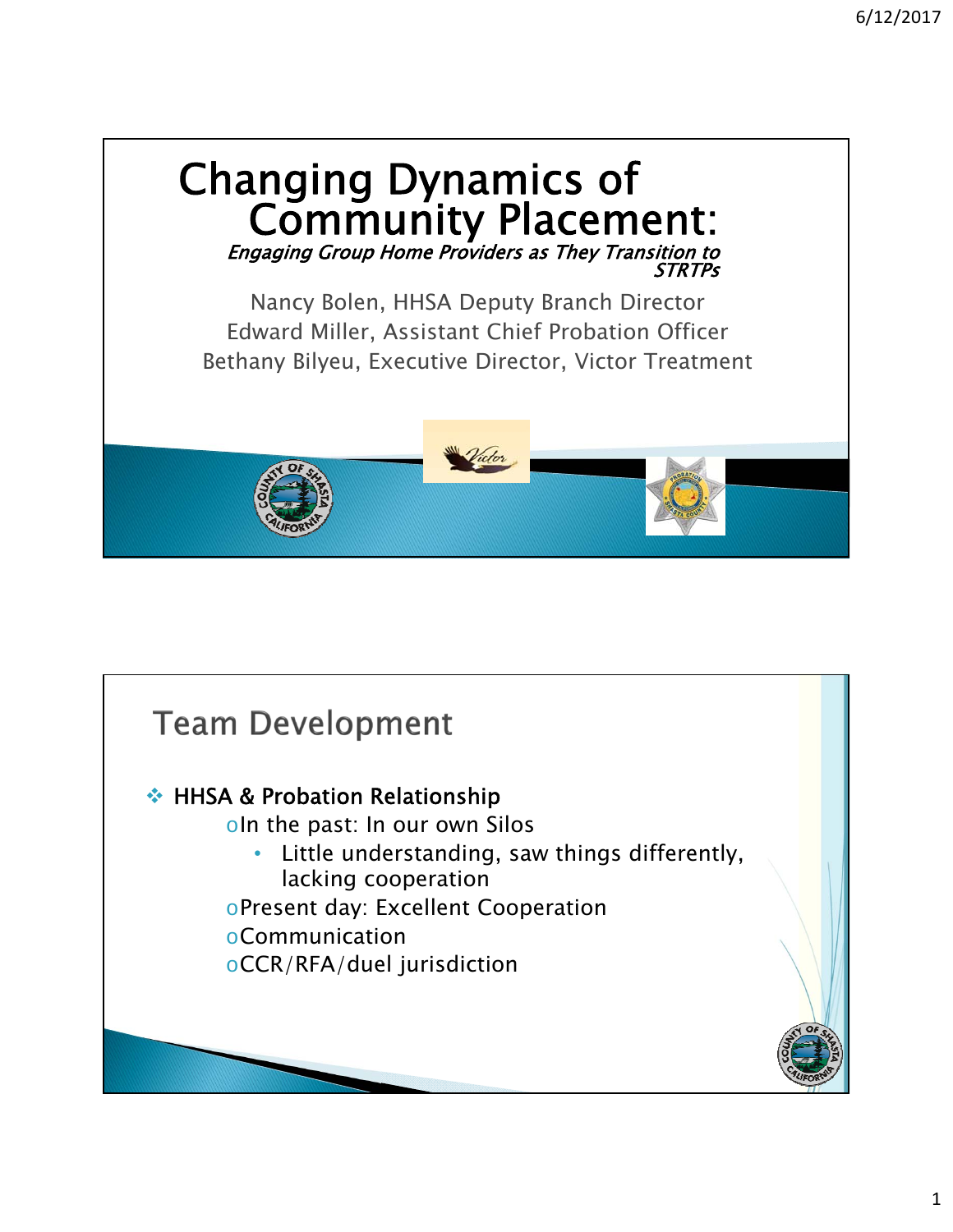# Changing Dynamics of Community Placement:

*Engaging Group Home Providers as They Transition to STRTPs*

Nancy Bolen, HHSA Deputy Branch Director
Edward Miller, Assistant Chief Probation Officer
Bethany Bilyeu, Executive Director, Victor Treatment

## Team Development

- **HHSA & Probation Relationship**
  - In the past: In our own Silos
    - Little understanding, saw things differently, lacking cooperation
  - Present day: Excellent Cooperation
  - Communication
  - CCR/RFA/duel jurisdiction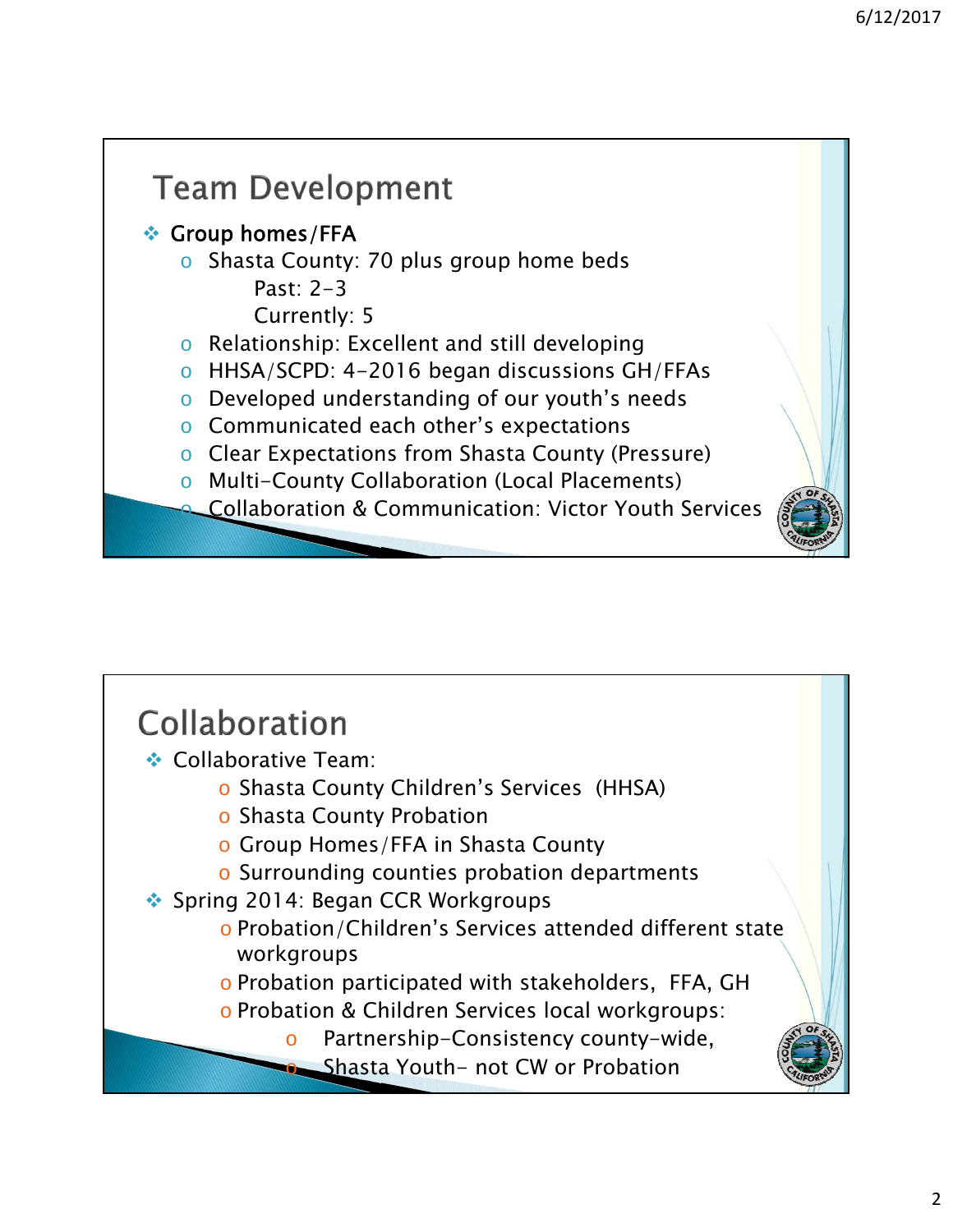## Team Development

- Group homes/FFA
  - Shasta County: 70 plus group home beds
    - Past: 2-3
    - Currently: 5
  - Relationship: Excellent and still developing
  - HHSA/SCPD: 4-2016 began discussions GH/FFAs
  - Developed understanding of our youth's needs
  - Communicated each other's expectations
  - Clear Expectations from Shasta County (Pressure)
  - Multi-County Collaboration (Local Placements)
  - Collaboration & Communication: Victor Youth Services

## Collaboration

- Collaborative Team:
  - Shasta County Children's Services (HHSA)
  - Shasta County Probation
  - Group Homes/FFA in Shasta County
  - Surrounding counties probation departments
- Spring 2014: Began CCR Workgroups
  - Probation/Children's Services attended different state workgroups
  - Probation participated with stakeholders, FFA, GH
  - Probation & Children Services local workgroups:
    - Partnership-Consistency county-wide,
    - Shasta Youth- not CW or Probation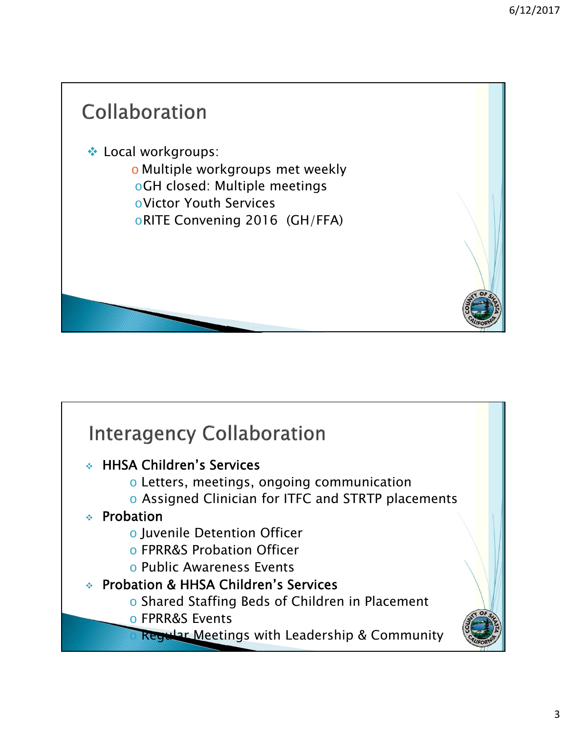## Collaboration

- Local workgroups:
  - Multiple workgroups met weekly
  - GH closed: Multiple meetings
  - Victor Youth Services
  - RITE Convening 2016 (GH/FFA)

## Interagency Collaboration

- HHSA Children's Services
  - Letters, meetings, ongoing communication
  - Assigned Clinician for ITFC and STRTP placements
- Probation
  - Juvenile Detention Officer
  - FPRR&S Probation Officer
  - Public Awareness Events
- Probation & HHSA Children's Services
  - Shared Staffing Beds of Children in Placement
  - FPRR&S Events
  - Regular Meetings with Leadership & Community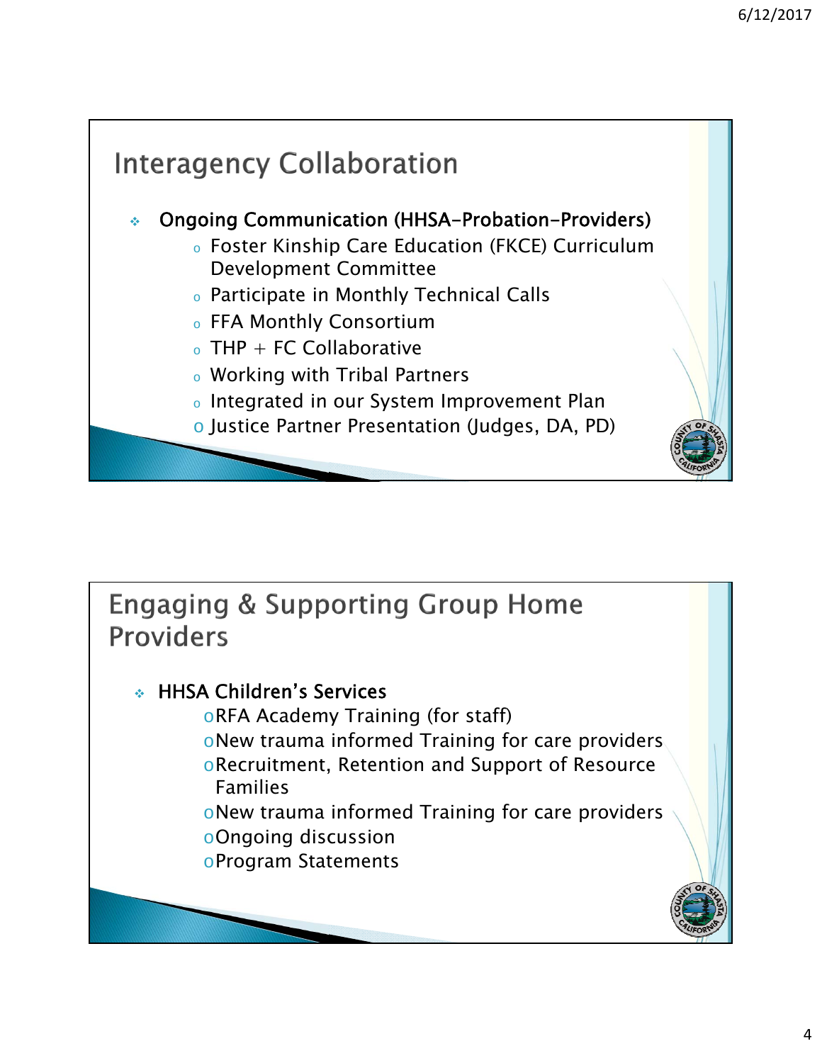## Interagency Collaboration

- Ongoing Communication (HHSA-Probation-Providers)
  - Foster Kinship Care Education (FKCE) Curriculum Development Committee
  - Participate in Monthly Technical Calls
  - FFA Monthly Consortium
  - THP + FC Collaborative
  - Working with Tribal Partners
  - Integrated in our System Improvement Plan
  - Justice Partner Presentation (Judges, DA, PD)

## Engaging & Supporting Group Home Providers

- HHSA Children's Services
  - RFA Academy Training (for staff)
  - New trauma informed Training for care providers
  - Recruitment, Retention and Support of Resource Families
  - New trauma informed Training for care providers
  - Ongoing discussion
  - Program Statements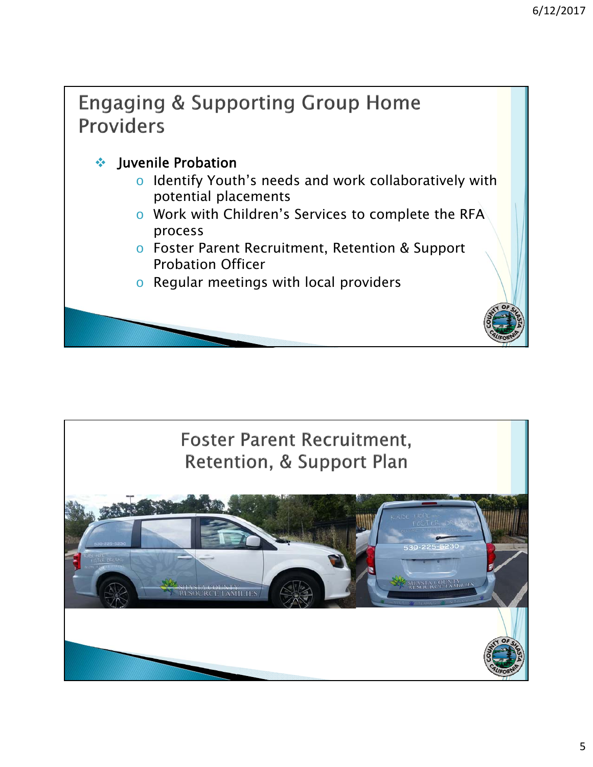## Engaging & Supporting Group Home Providers

- **Juvenile Probation**
  - Identify Youth's needs and work collaboratively with potential placements
  - Work with Children's Services to complete the RFA process
  - Foster Parent Recruitment, Retention & Support Probation Officer
  - Regular meetings with local providers

## Foster Parent Recruitment, Retention, & Support Plan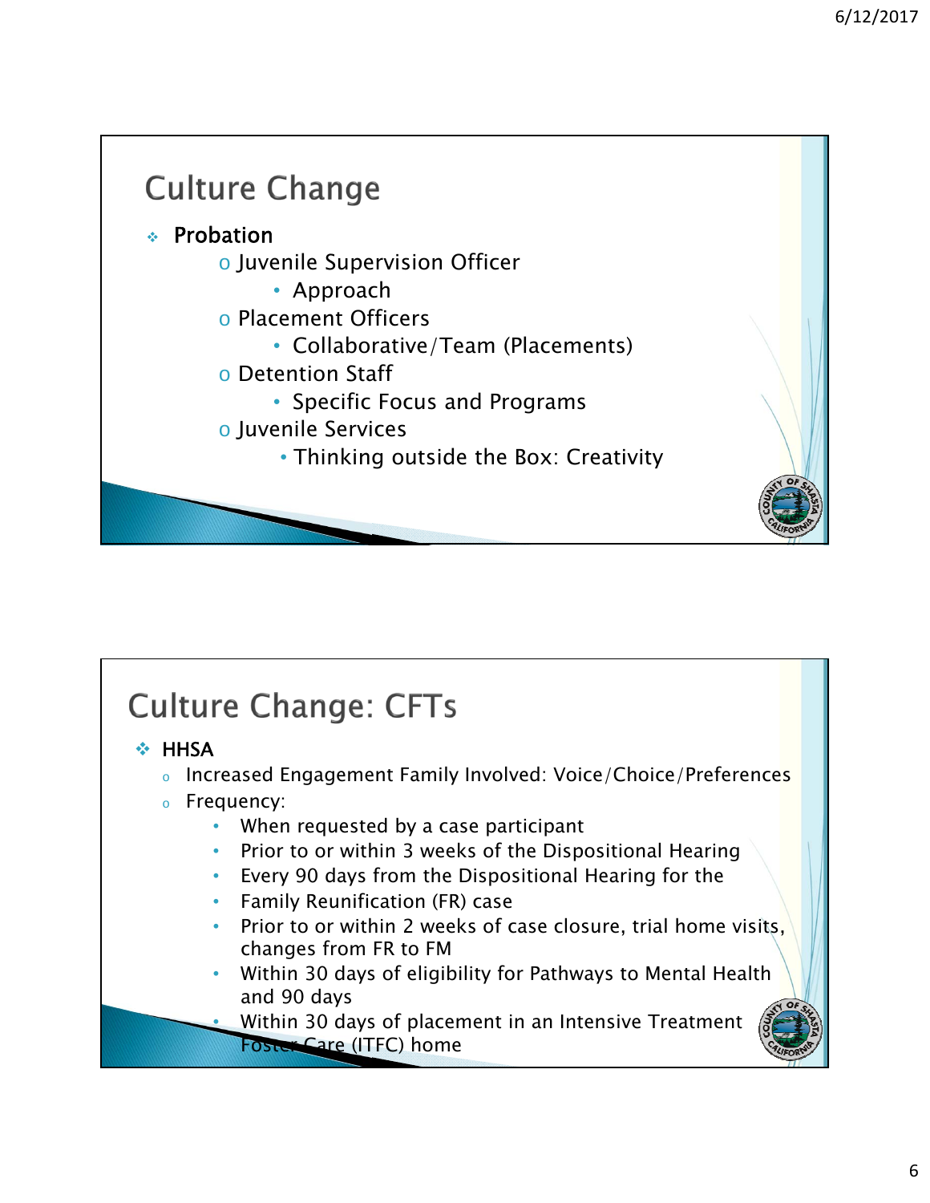## Culture Change

- **Probation**
  - Juvenile Supervision Officer
    - Approach
  - Placement Officers
    - Collaborative/Team (Placements)
  - Detention Staff
    - Specific Focus and Programs
  - Juvenile Services
    - Thinking outside the Box: Creativity

## Culture Change: CFTs

- HHSA
  - Increased Engagement Family Involved: Voice/Choice/Preferences
  - Frequency:
    - When requested by a case participant
    - Prior to or within 3 weeks of the Dispositional Hearing
    - Every 90 days from the Dispositional Hearing for the
    - Family Reunification (FR) case
    - Prior to or within 2 weeks of case closure, trial home visits, changes from FR to FM
    - Within 30 days of eligibility for Pathways to Mental Health and 90 days
    - Within 30 days of placement in an Intensive Treatment Foster Care (ITFC) home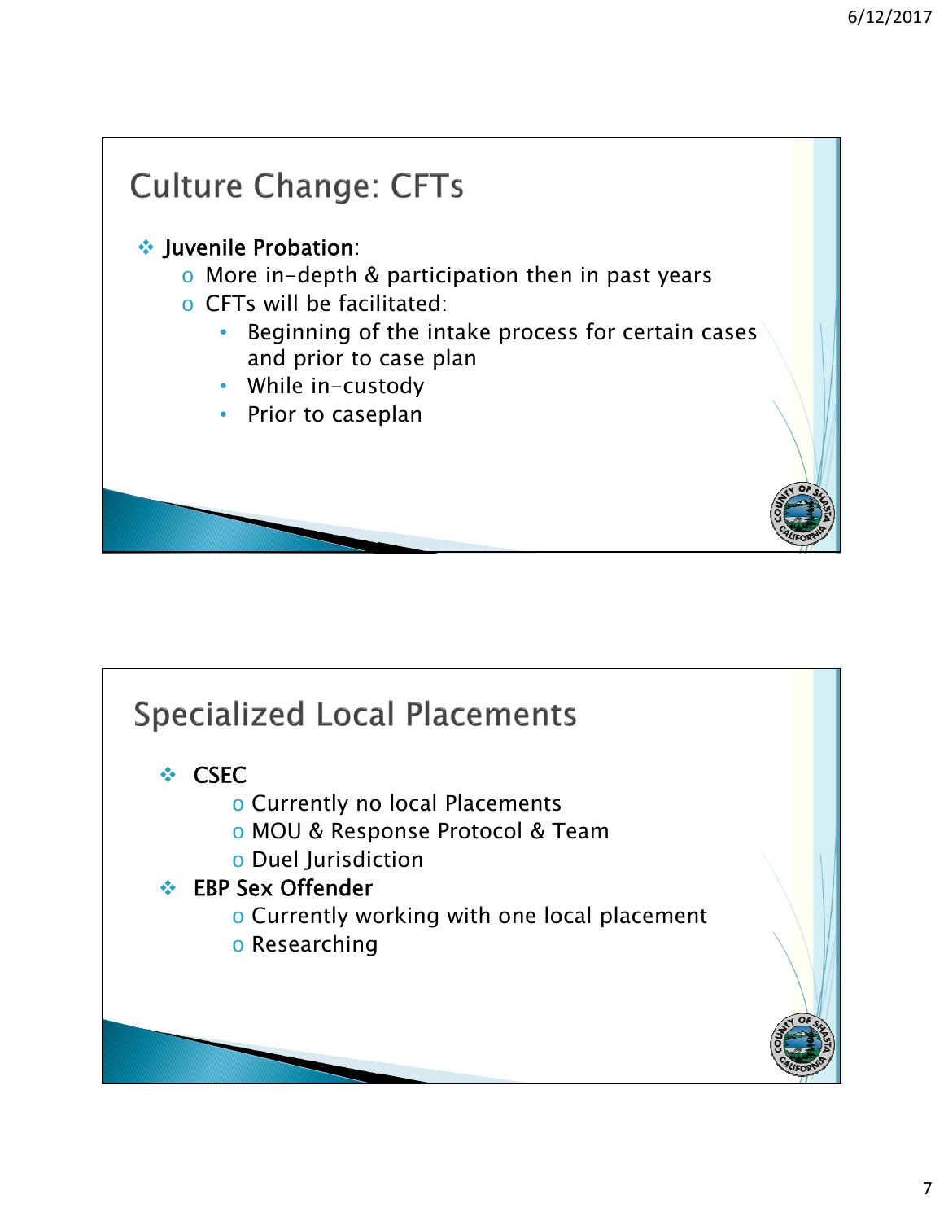## Culture Change: CFTs

- **Juvenile Probation**:
  - More in-depth & participation then in past years
  - CFTs will be facilitated:
    - Beginning of the intake process for certain cases and prior to case plan
    - While in-custody
    - Prior to caseplan

## Specialized Local Placements

- **CSEC**
  - Currently no local Placements
  - MOU & Response Protocol & Team
  - Duel Jurisdiction
- **EBP Sex Offender**
  - Currently working with one local placement
  - Researching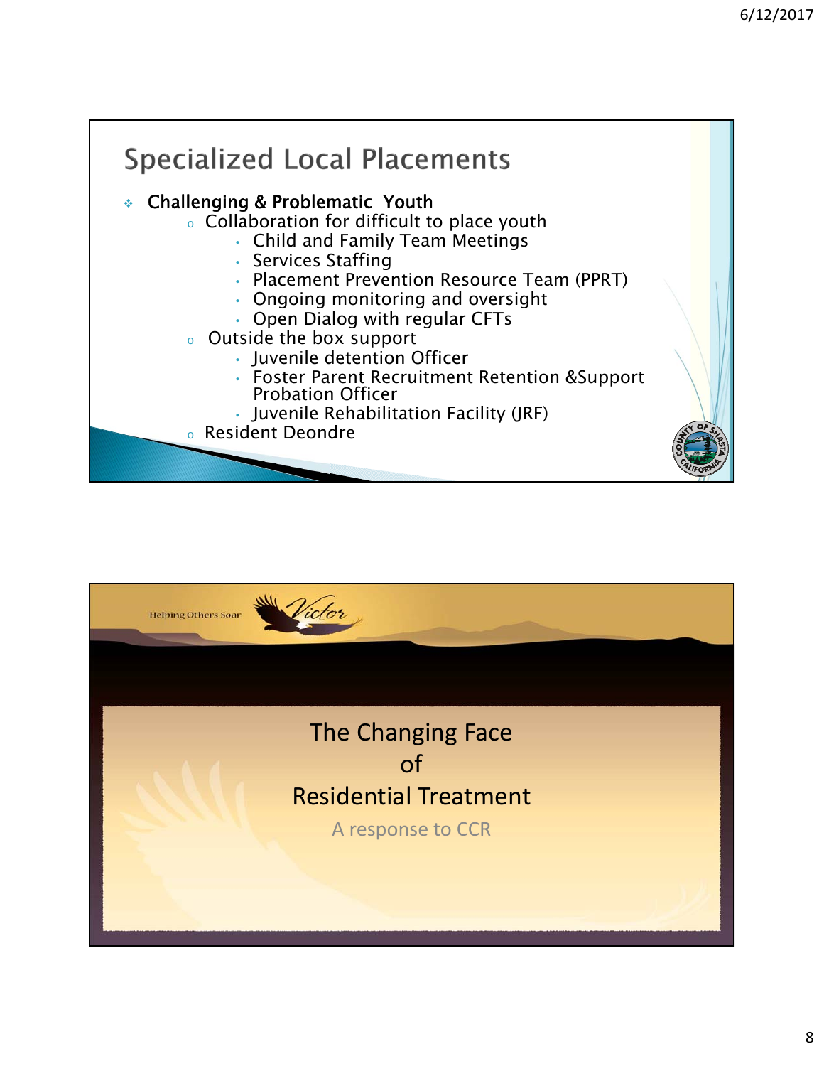## Specialized Local Placements

- **Challenging & Problematic Youth**
  - Collaboration for difficult to place youth
    - Child and Family Team Meetings
    - Services Staffing
    - Placement Prevention Resource Team (PPRT)
    - Ongoing monitoring and oversight
    - Open Dialog with regular CFTs
  - Outside the box support
    - Juvenile detention Officer
    - Foster Parent Recruitment Retention &Support Probation Officer
    - Juvenile Rehabilitation Facility (JRF)
  - Resident Deondre

Helping Others Soar Victor

## The Changing Face of Residential Treatment

A response to CCR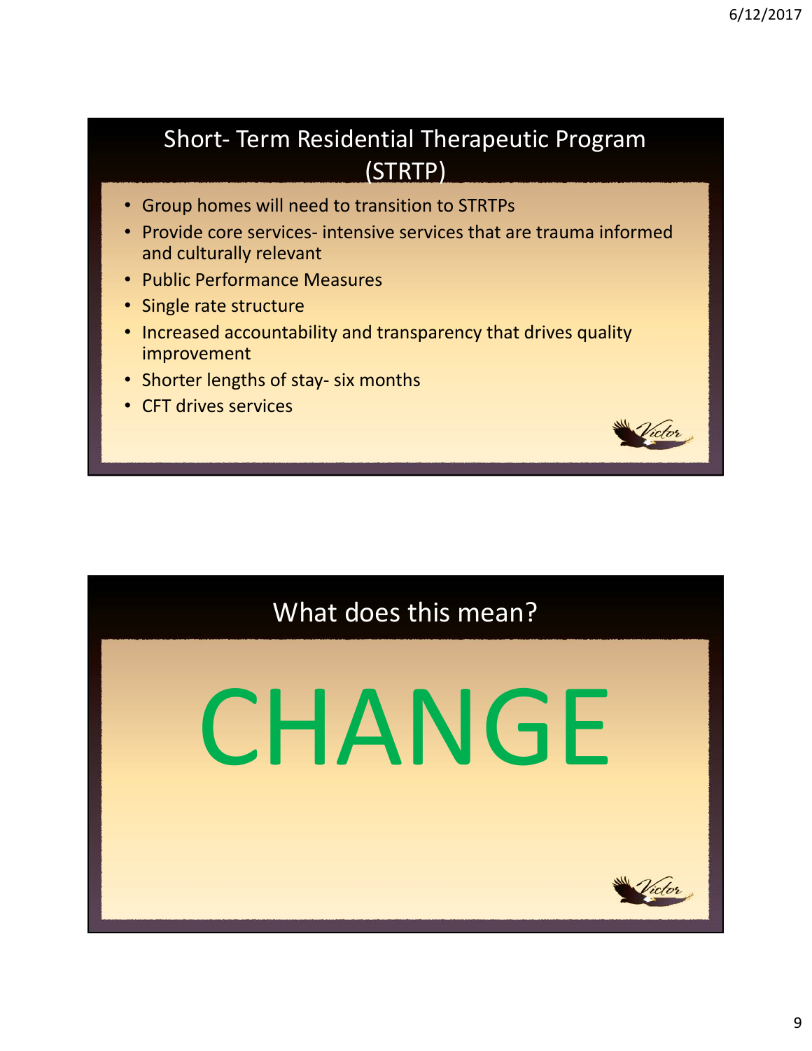## Short- Term Residential Therapeutic Program (STRTP)

- Group homes will need to transition to STRTPs
- Provide core services- intensive services that are trauma informed and culturally relevant
- Public Performance Measures
- Single rate structure
- Increased accountability and transparency that drives quality improvement
- Shorter lengths of stay- six months
- CFT drives services

## What does this mean?

# CHANGE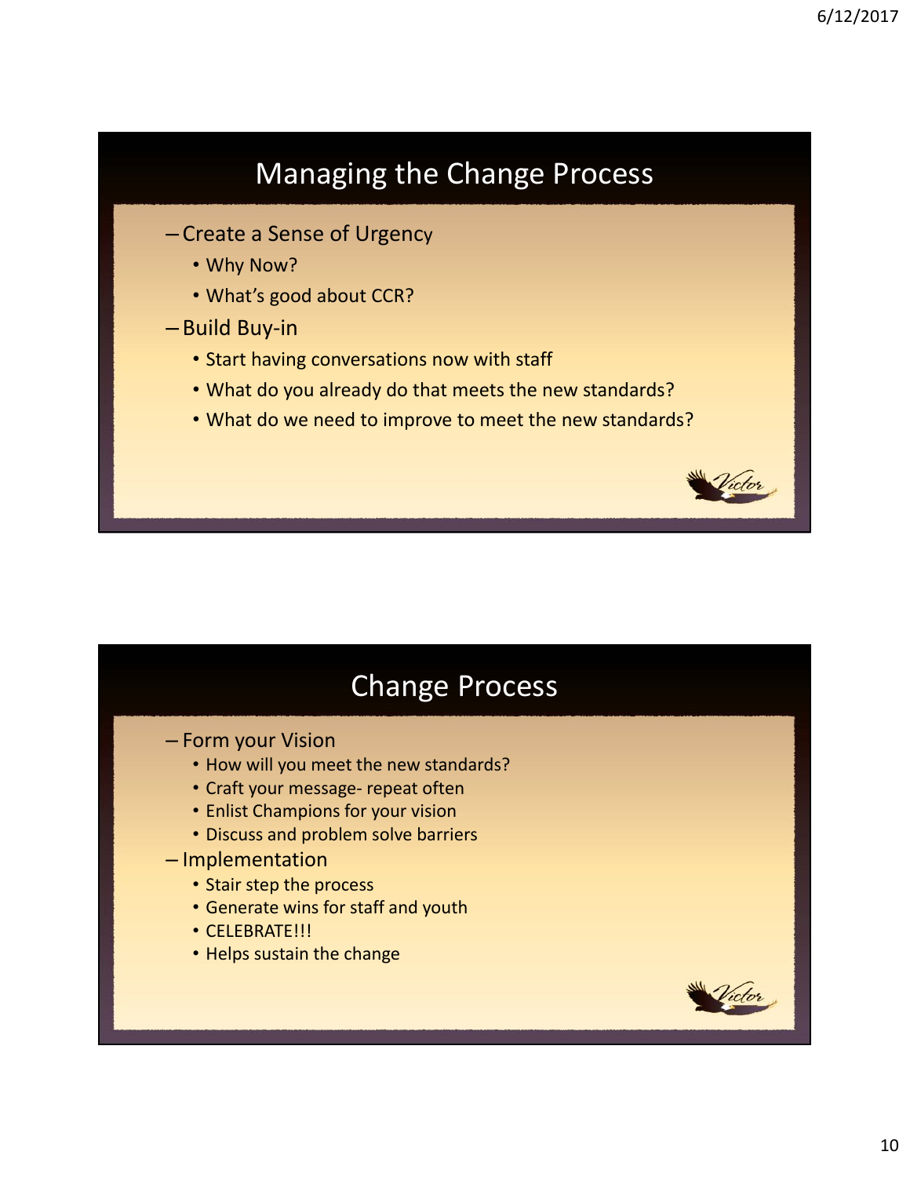## Managing the Change Process

- Create a Sense of Urgency
  - Why Now?
  - What's good about CCR?
- Build Buy-in
  - Start having conversations now with staff
  - What do you already do that meets the new standards?
  - What do we need to improve to meet the new standards?

## Change Process

- Form your Vision
  - How will you meet the new standards?
  - Craft your message- repeat often
  - Enlist Champions for your vision
  - Discuss and problem solve barriers
- Implementation
  - Stair step the process
  - Generate wins for staff and youth
  - CELEBRATE!!!
  - Helps sustain the change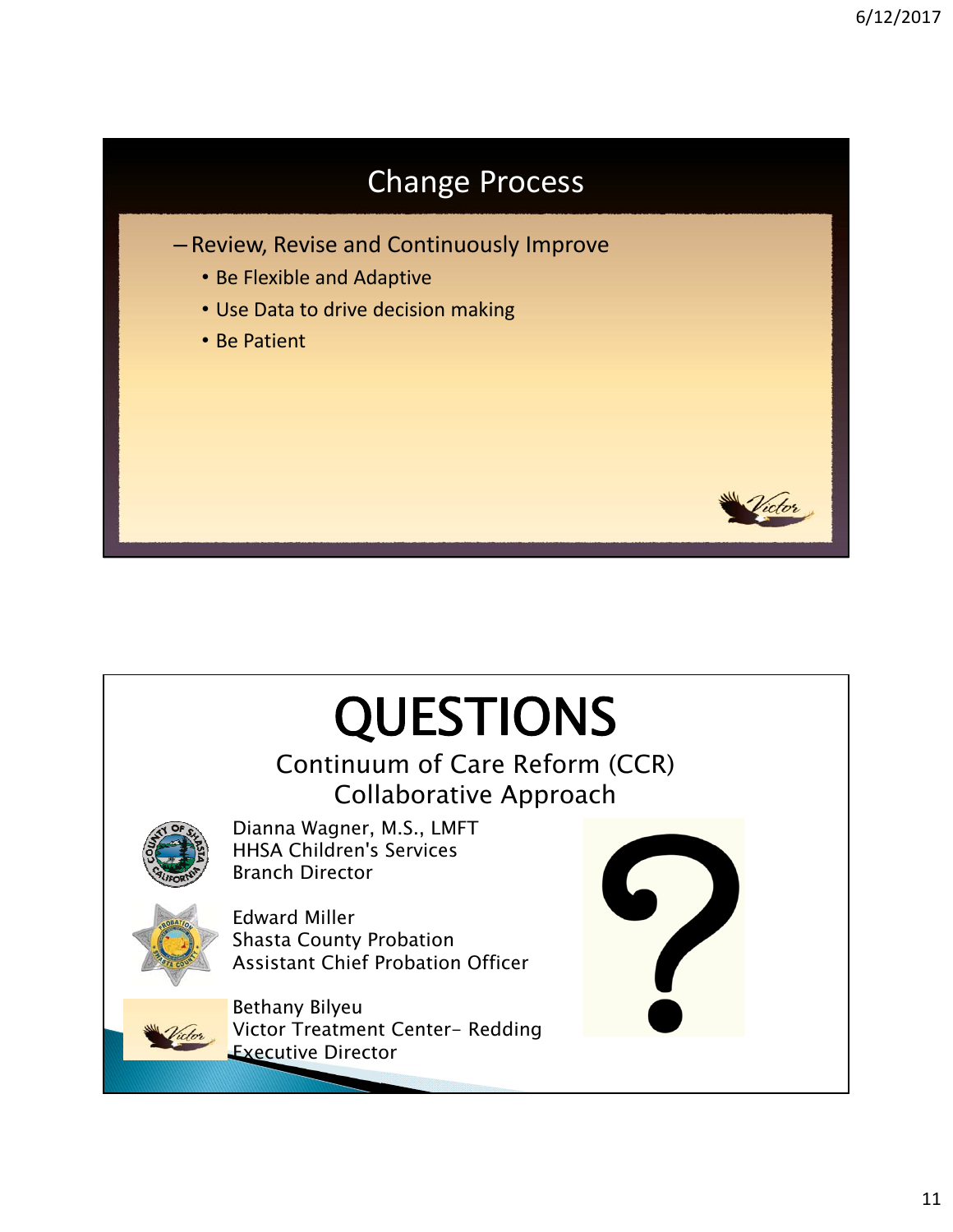# Change Process

- Review, Revise and Continuously Improve
  - Be Flexible and Adaptive
  - Use Data to drive decision making
  - Be Patient

# QUESTIONS

Continuum of Care Reform (CCR)
Collaborative Approach

Dianna Wagner, M.S., LMFT
HHSA Children's Services
Branch Director

Edward Miller
Shasta County Probation
Assistant Chief Probation Officer

Bethany Bilyeu
Victor Treatment Center- Redding
Executive Director